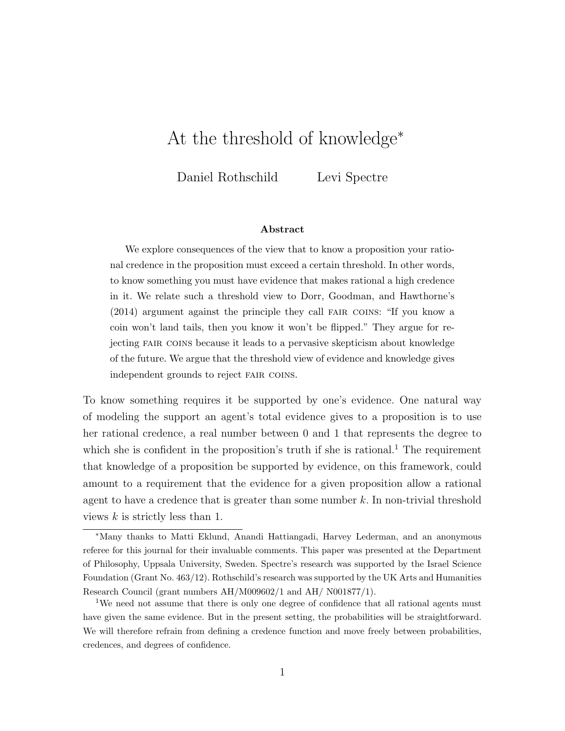# At the threshold of knowledge*

Daniel Rothschild  Levi Spectre

### Abstract

We explore consequences of the view that to know a proposition your rational credence in the proposition must exceed a certain threshold. In other words, to know something you must have evidence that makes rational a high credence in it. We relate such a threshold view to Dorr, Goodman, and Hawthorne's (2014) argument against the principle they call FAIR COINS: "If you know a coin won't land tails, then you know it won't be flipped." They argue for rejecting FAIR COINS because it leads to a pervasive skepticism about knowledge of the future. We argue that the threshold view of evidence and knowledge gives independent grounds to reject FAIR COINS.

To know something requires it be supported by one's evidence. One natural way of modeling the support an agent's total evidence gives to a proposition is to use her rational credence, a real number between 0 and 1 that represents the degree to which she is confident in the proposition's truth if she is rational.[1] The requirement that knowledge of a proposition be supported by evidence, on this framework, could amount to a requirement that the evidence for a given proposition allow a rational agent to have a credence that is greater than some number $k$. In non-trivial threshold views $k$ is strictly less than 1.

---

*Many thanks to Matti Eklund, Anandi Hattiangadi, Harvey Lederman, and an anonymous referee for this journal for their invaluable comments. This paper was presented at the Department of Philosophy, Uppsala University, Sweden. Spectre's research was supported by the Israel Science Foundation (Grant No. 463/12). Rothschild's research was supported by the UK Arts and Humanities Research Council (grant numbers AH/M009602/1 and AH/ N001877/1).

[1]We need not assume that there is only one degree of confidence that all rational agents must have given the same evidence. But in the present setting, the probabilities will be straightforward. We will therefore refrain from defining a credence function and move freely between probabilities, credences, and degrees of confidence.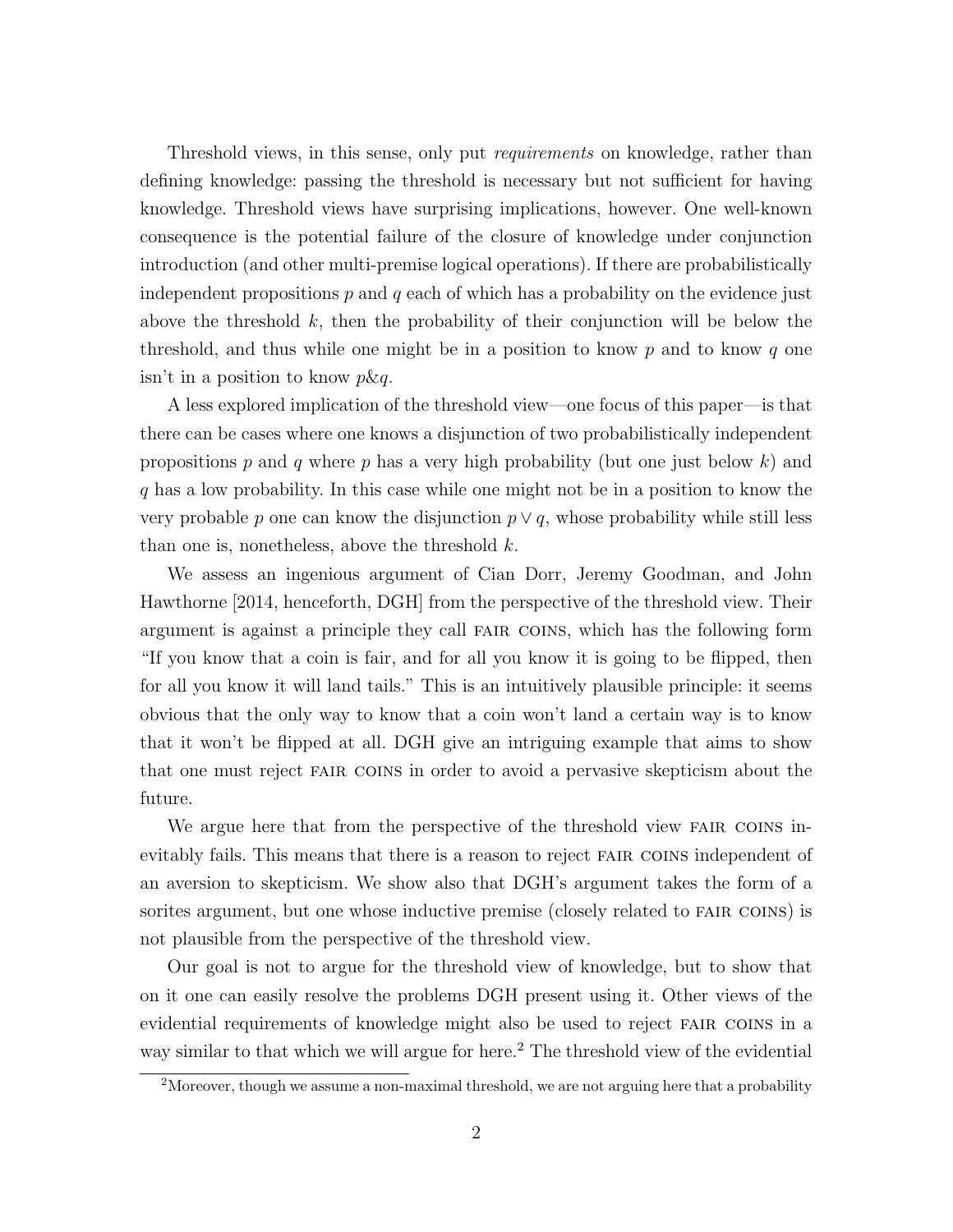Threshold views, in this sense, only put *requirements* on knowledge, rather than defining knowledge: passing the threshold is necessary but not sufficient for having knowledge. Threshold views have surprising implications, however. One well-known consequence is the potential failure of the closure of knowledge under conjunction introduction (and other multi-premise logical operations). If there are probabilistically independent propositions $p$ and $q$ each of which has a probability on the evidence just above the threshold $k$, then the probability of their conjunction will be below the threshold, and thus while one might be in a position to know $p$ and to know $q$ one isn't in a position to know $p\&q$.

A less explored implication of the threshold view—one focus of this paper—is that there can be cases where one knows a disjunction of two probabilistically independent propositions $p$ and $q$ where $p$ has a very high probability (but one just below $k$) and $q$ has a low probability. In this case while one might not be in a position to know the very probable $p$ one can know the disjunction $p \vee q$, whose probability while still less than one is, nonetheless, above the threshold $k$.

We assess an ingenious argument of Cian Dorr, Jeremy Goodman, and John Hawthorne [2014, henceforth, DGH] from the perspective of the threshold view. Their argument is against a principle they call FAIR COINS, which has the following form "If you know that a coin is fair, and for all you know it is going to be flipped, then for all you know it will land tails." This is an intuitively plausible principle: it seems obvious that the only way to know that a coin won't land a certain way is to know that it won't be flipped at all. DGH give an intriguing example that aims to show that one must reject FAIR COINS in order to avoid a pervasive skepticism about the future.

We argue here that from the perspective of the threshold view FAIR COINS inevitably fails. This means that there is a reason to reject FAIR COINS independent of an aversion to skepticism. We show also that DGH's argument takes the form of a sorites argument, but one whose inductive premise (closely related to FAIR COINS) is not plausible from the perspective of the threshold view.

Our goal is not to argue for the threshold view of knowledge, but to show that on it one can easily resolve the problems DGH present using it. Other views of the evidential requirements of knowledge might also be used to reject FAIR COINS in a way similar to that which we will argue for here.[2] The threshold view of the evidential

[2] Moreover, though we assume a non-maximal threshold, we are not arguing here that a probability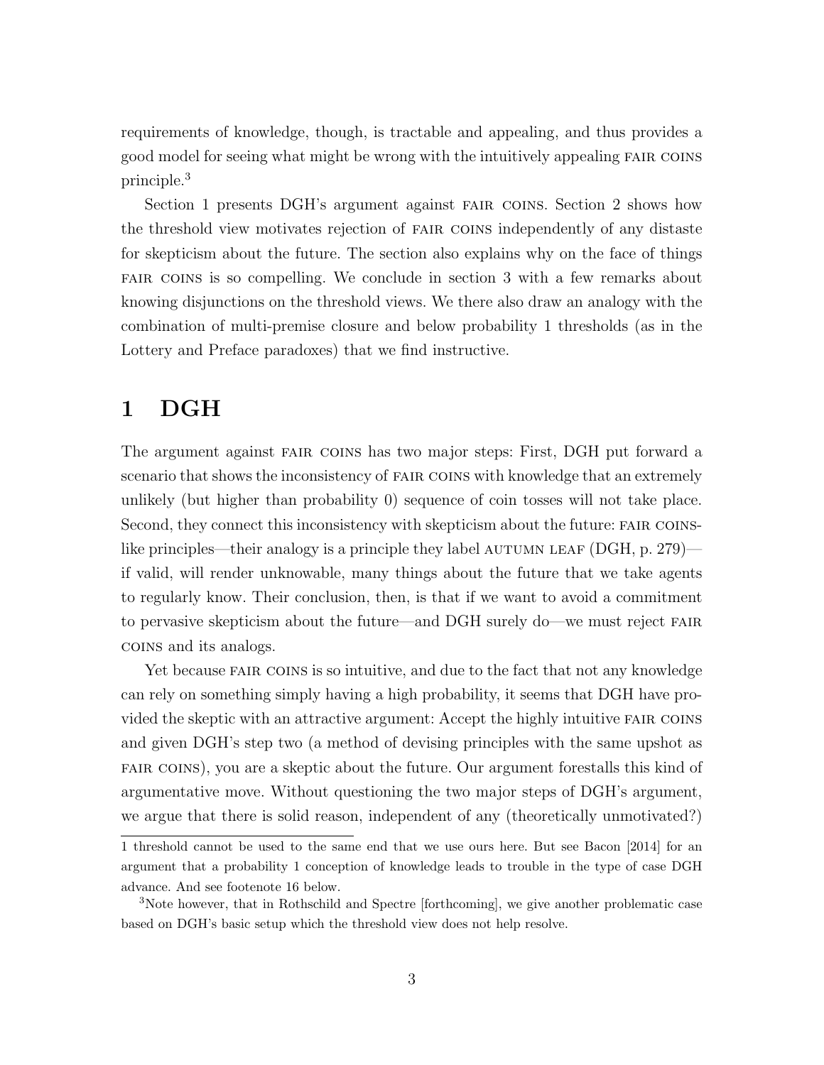requirements of knowledge, though, is tractable and appealing, and thus provides a good model for seeing what might be wrong with the intuitively appealing FAIR COINS principle.[3]

Section 1 presents DGH's argument against FAIR COINS. Section 2 shows how the threshold view motivates rejection of FAIR COINS independently of any distaste for skepticism about the future. The section also explains why on the face of things FAIR COINS is so compelling. We conclude in section 3 with a few remarks about knowing disjunctions on the threshold views. We there also draw an analogy with the combination of multi-premise closure and below probability 1 thresholds (as in the Lottery and Preface paradoxes) that we find instructive.

# 1 DGH

The argument against FAIR COINS has two major steps: First, DGH put forward a scenario that shows the inconsistency of FAIR COINS with knowledge that an extremely unlikely (but higher than probability 0) sequence of coin tosses will not take place. Second, they connect this inconsistency with skepticism about the future: FAIR COINS-like principles—their analogy is a principle they label AUTUMN LEAF (DGH, p. 279)—if valid, will render unknowable, many things about the future that we take agents to regularly know. Their conclusion, then, is that if we want to avoid a commitment to pervasive skepticism about the future—and DGH surely do—we must reject FAIR COINS and its analogs.

Yet because FAIR COINS is so intuitive, and due to the fact that not any knowledge can rely on something simply having a high probability, it seems that DGH have provided the skeptic with an attractive argument: Accept the highly intuitive FAIR COINS and given DGH's step two (a method of devising principles with the same upshot as FAIR COINS), you are a skeptic about the future. Our argument forestalls this kind of argumentative move. Without questioning the two major steps of DGH's argument, we argue that there is solid reason, independent of any (theoretically unmotivated?)

1 threshold cannot be used to the same end that we use ours here. But see Bacon [2014] for an argument that a probability 1 conception of knowledge leads to trouble in the type of case DGH advance. And see footnote 16 below.

[3] Note however, that in Rothschild and Spectre [forthcoming], we give another problematic case based on DGH's basic setup which the threshold view does not help resolve.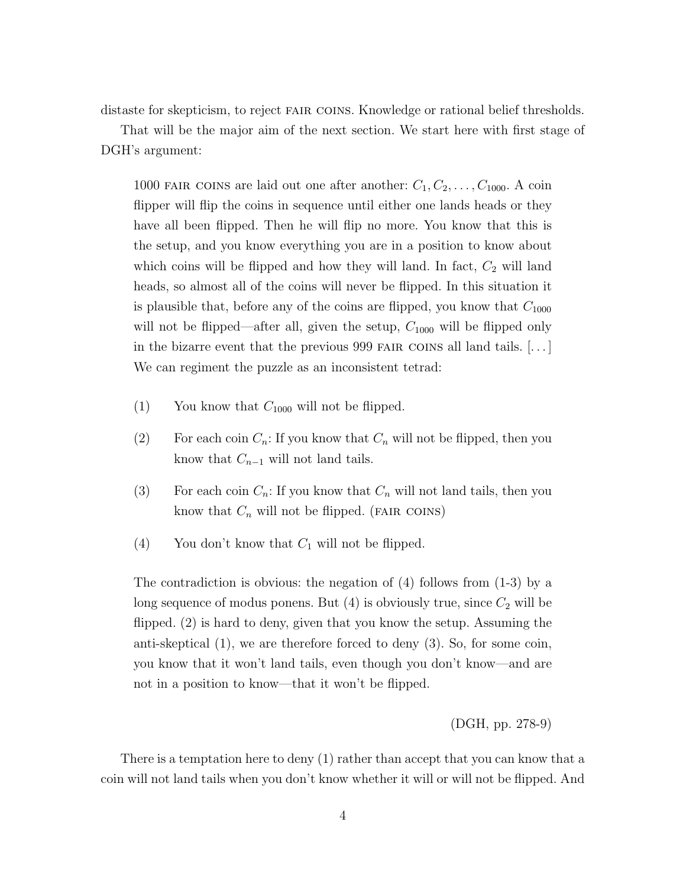distaste for skepticism, to reject FAIR COINS. Knowledge or rational belief thresholds.

That will be the major aim of the next section. We start here with first stage of DGH's argument:

> 1000 FAIR COINS are laid out one after another: $C_1, C_2, \ldots, C_{1000}$. A coin flipper will flip the coins in sequence until either one lands heads or they have all been flipped. Then he will flip no more. You know that this is the setup, and you know everything you are in a position to know about which coins will be flipped and how they will land. In fact, $C_2$ will land heads, so almost all of the coins will never be flipped. In this situation it is plausible that, before any of the coins are flipped, you know that $C_{1000}$ will not be flipped—after all, given the setup, $C_{1000}$ will be flipped only in the bizarre event that the previous 999 FAIR COINS all land tails. [...] We can regiment the puzzle as an inconsistent tetrad:
>
> (1) You know that $C_{1000}$ will not be flipped.
>
> (2) For each coin $C_n$: If you know that $C_n$ will not be flipped, then you know that $C_{n-1}$ will not land tails.
>
> (3) For each coin $C_n$: If you know that $C_n$ will not land tails, then you know that $C_n$ will not be flipped. (FAIR COINS)
>
> (4) You don't know that $C_1$ will not be flipped.
>
> The contradiction is obvious: the negation of (4) follows from (1-3) by a long sequence of modus ponens. But (4) is obviously true, since $C_2$ will be flipped. (2) is hard to deny, given that you know the setup. Assuming the anti-skeptical (1), we are therefore forced to deny (3). So, for some coin, you know that it won't land tails, even though you don't know—and are not in a position to know—that it won't be flipped.
>
> (DGH, pp. 278-9)

There is a temptation here to deny (1) rather than accept that you can know that a coin will not land tails when you don't know whether it will or will not be flipped. And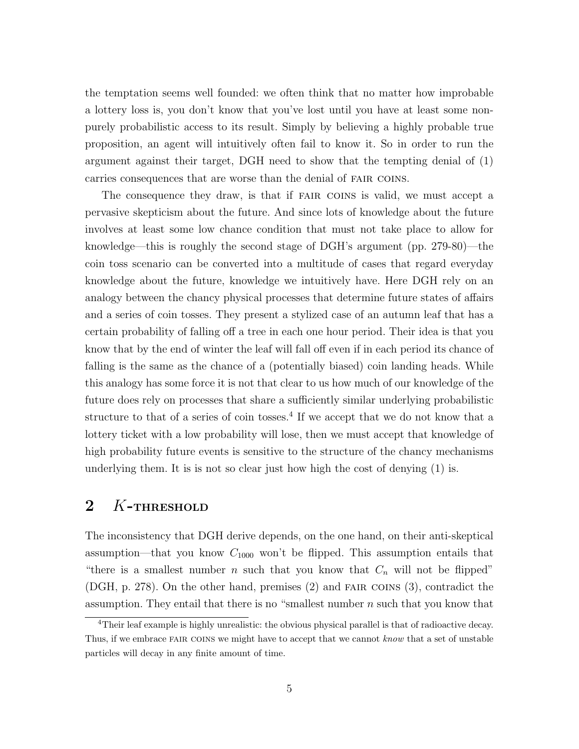the temptation seems well founded: we often think that no matter how improbable a lottery loss is, you don't know that you've lost until you have at least some non-purely probabilistic access to its result. Simply by believing a highly probable true proposition, an agent will intuitively often fail to know it. So in order to run the argument against their target, DGH need to show that the tempting denial of (1) carries consequences that are worse than the denial of FAIR COINS.

The consequence they draw, is that if FAIR COINS is valid, we must accept a pervasive skepticism about the future. And since lots of knowledge about the future involves at least some low chance condition that must not take place to allow for knowledge—this is roughly the second stage of DGH's argument (pp. 279-80)—the coin toss scenario can be converted into a multitude of cases that regard everyday knowledge about the future, knowledge we intuitively have. Here DGH rely on an analogy between the chancy physical processes that determine future states of affairs and a series of coin tosses. They present a stylized case of an autumn leaf that has a certain probability of falling off a tree in each one hour period. Their idea is that you know that by the end of winter the leaf will fall off even if in each period its chance of falling is the same as the chance of a (potentially biased) coin landing heads. While this analogy has some force it is not that clear to us how much of our knowledge of the future does rely on processes that share a sufficiently similar underlying probabilistic structure to that of a series of coin tosses.[4] If we accept that we do not know that a lottery ticket with a low probability will lose, then we must accept that knowledge of high probability future events is sensitive to the structure of the chancy mechanisms underlying them. It is is not so clear just how high the cost of denying (1) is.

## 2 $K$-THRESHOLD

The inconsistency that DGH derive depends, on the one hand, on their anti-skeptical assumption—that you know $C_{1000}$ won't be flipped. This assumption entails that "there is a smallest number $n$ such that you know that $C_n$ will not be flipped" (DGH, p. 278). On the other hand, premises (2) and FAIR COINS (3), contradict the assumption. They entail that there is no "smallest number $n$ such that you know that

[4] Their leaf example is highly unrealistic: the obvious physical parallel is that of radioactive decay. Thus, if we embrace FAIR COINS we might have to accept that we cannot *know* that a set of unstable particles will decay in any finite amount of time.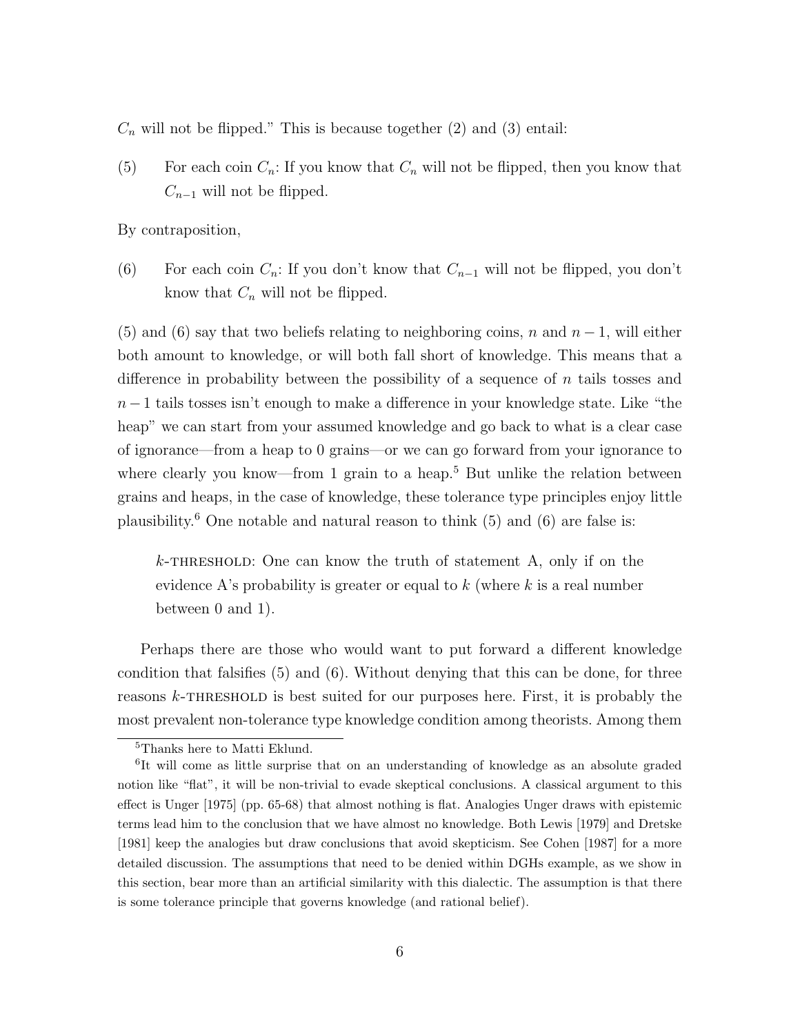$C_n$ will not be flipped." This is because together (2) and (3) entail:

(5) For each coin $C_n$: If you know that $C_n$ will not be flipped, then you know that $C_{n-1}$ will not be flipped.

By contraposition,

(6) For each coin $C_n$: If you don't know that $C_{n-1}$ will not be flipped, you don't know that $C_n$ will not be flipped.

(5) and (6) say that two beliefs relating to neighboring coins, $n$ and $n-1$, will either both amount to knowledge, or will both fall short of knowledge. This means that a difference in probability between the possibility of a sequence of $n$ tails tosses and $n-1$ tails tosses isn't enough to make a difference in your knowledge state. Like "the heap" we can start from your assumed knowledge and go back to what is a clear case of ignorance—from a heap to 0 grains—or we can go forward from your ignorance to where clearly you know—from 1 grain to a heap.[5] But unlike the relation between grains and heaps, in the case of knowledge, these tolerance type principles enjoy little plausibility.[6] One notable and natural reason to think (5) and (6) are false is:

> $k$-THRESHOLD: One can know the truth of statement A, only if on the evidence A's probability is greater or equal to $k$ (where $k$ is a real number between 0 and 1).

Perhaps there are those who would want to put forward a different knowledge condition that falsifies (5) and (6). Without denying that this can be done, for three reasons $k$-THRESHOLD is best suited for our purposes here. First, it is probably the most prevalent non-tolerance type knowledge condition among theorists. Among them

---

[5] Thanks here to Matti Eklund.

[6] It will come as little surprise that on an understanding of knowledge as an absolute graded notion like "flat", it will be non-trivial to evade skeptical conclusions. A classical argument to this effect is Unger [1975] (pp. 65-68) that almost nothing is flat. Analogies Unger draws with epistemic terms lead him to the conclusion that we have almost no knowledge. Both Lewis [1979] and Dretske [1981] keep the analogies but draw conclusions that avoid skepticism. See Cohen [1987] for a more detailed discussion. The assumptions that need to be denied within DGHs example, as we show in this section, bear more than an artificial similarity with this dialectic. The assumption is that there is some tolerance principle that governs knowledge (and rational belief).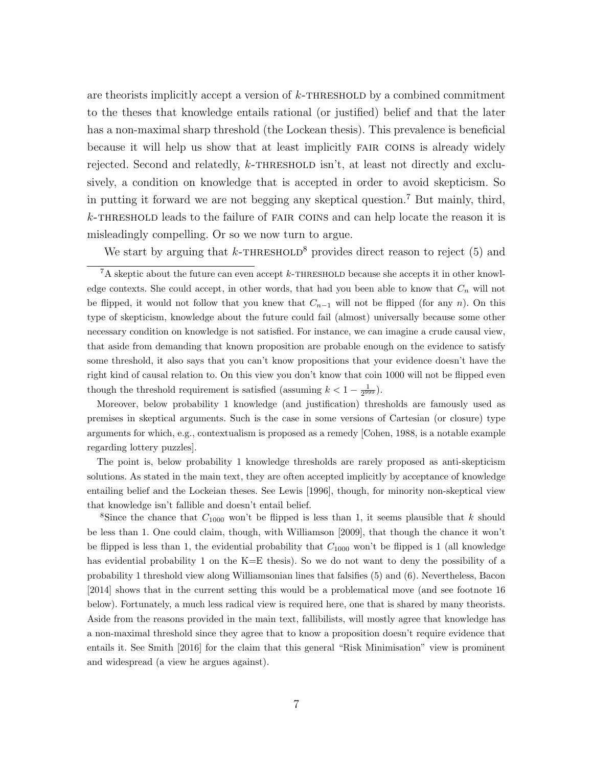are theorists implicitly accept a version of $k$-THRESHOLD by a combined commitment to the theses that knowledge entails rational (or justified) belief and that the later has a non-maximal sharp threshold (the Lockean thesis). This prevalence is beneficial because it will help us show that at least implicitly FAIR COINS is already widely rejected. Second and relatedly, $k$-THRESHOLD isn't, at least not directly and exclusively, a condition on knowledge that is accepted in order to avoid skepticism. So in putting it forward we are not begging any skeptical question.[7] But mainly, third, $k$-THRESHOLD leads to the failure of FAIR COINS and can help locate the reason it is misleadingly compelling. Or so we now turn to argue.

We start by arguing that $k$-THRESHOLD[8] provides direct reason to reject (5) and

---

[7] A skeptic about the future can even accept $k$-THRESHOLD because she accepts it in other knowledge contexts. She could accept, in other words, that had you been able to know that $C_n$ will not be flipped, it would not follow that you knew that $C_{n-1}$ will not be flipped (for any $n$). On this type of skepticism, knowledge about the future could fail (almost) universally because some other necessary condition on knowledge is not satisfied. For instance, we can imagine a crude causal view, that aside from demanding that known proposition are probable enough on the evidence to satisfy some threshold, it also says that you can't know propositions that your evidence doesn't have the right kind of causal relation to. On this view you don't know that coin 1000 will not be flipped even though the threshold requirement is satisfied (assuming $k < 1 - \frac{1}{2^{999}}$).

Moreover, below probability 1 knowledge (and justification) thresholds are famously used as premises in skeptical arguments. Such is the case in some versions of Cartesian (or closure) type arguments for which, e.g., contextualism is proposed as a remedy [Cohen, 1988, is a notable example regarding lottery puzzles].

The point is, below probability 1 knowledge thresholds are rarely proposed as anti-skepticism solutions. As stated in the main text, they are often accepted implicitly by acceptance of knowledge entailing belief and the Lockeian theses. See Lewis [1996], though, for minority non-skeptical view that knowledge isn't fallible and doesn't entail belief.

[8] Since the chance that $C_{1000}$ won't be flipped is less than 1, it seems plausible that $k$ should be less than 1. One could claim, though, with Williamson [2009], that though the chance it won't be flipped is less than 1, the evidential probability that $C_{1000}$ won't be flipped is 1 (all knowledge has evidential probability 1 on the K=E thesis). So we do not want to deny the possibility of a probability 1 threshold view along Williamsonian lines that falsifies (5) and (6). Nevertheless, Bacon [2014] shows that in the current setting this would be a problematical move (and see footnote 16 below). Fortunately, a much less radical view is required here, one that is shared by many theorists. Aside from the reasons provided in the main text, fallibilists, will mostly agree that knowledge has a non-maximal threshold since they agree that to know a proposition doesn't require evidence that entails it. See Smith [2016] for the claim that this general "Risk Minimisation" view is prominent and widespread (a view he argues against).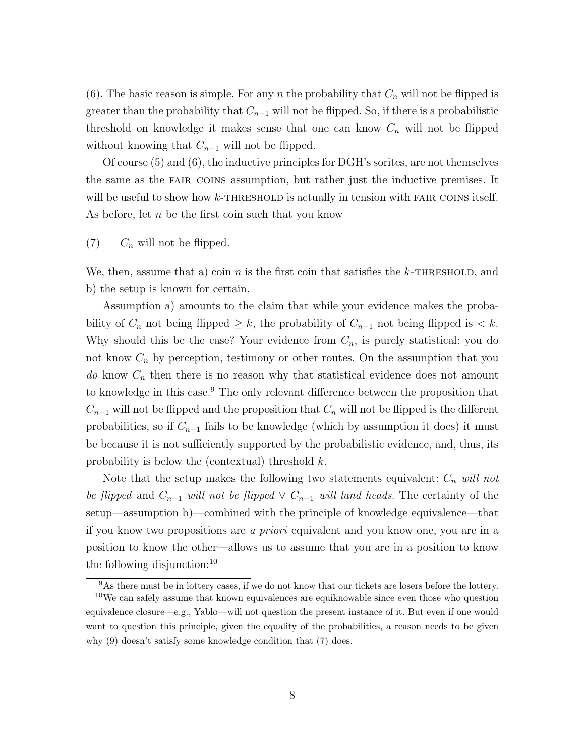(6). The basic reason is simple. For any $n$ the probability that $C_n$ will not be flipped is greater than the probability that $C_{n-1}$ will not be flipped. So, if there is a probabilistic threshold on knowledge it makes sense that one can know $C_n$ will not be flipped without knowing that $C_{n-1}$ will not be flipped.

Of course (5) and (6), the inductive principles for DGH's sorites, are not themselves the same as the FAIR COINS assumption, but rather just the inductive premises. It will be useful to show how $k$-THRESHOLD is actually in tension with FAIR COINS itself. As before, let $n$ be the first coin such that you know

(7) $C_n$ will not be flipped.

We, then, assume that a) coin $n$ is the first coin that satisfies the $k$-THRESHOLD, and b) the setup is known for certain.

Assumption a) amounts to the claim that while your evidence makes the probability of $C_n$ not being flipped $\geq k$, the probability of $C_{n-1}$ not being flipped is $< k$. Why should this be the case? Your evidence from $C_n$, is purely statistical: you do not know $C_n$ by perception, testimony or other routes. On the assumption that you *do* know $C_n$ then there is no reason why that statistical evidence does not amount to knowledge in this case.[9] The only relevant difference between the proposition that $C_{n-1}$ will not be flipped and the proposition that $C_n$ will not be flipped is the different probabilities, so if $C_{n-1}$ fails to be knowledge (which by assumption it does) it must be because it is not sufficiently supported by the probabilistic evidence, and, thus, its probability is below the (contextual) threshold $k$.

Note that the setup makes the following two statements equivalent: *$C_n$ will not be flipped* and *$C_{n-1}$ will not be flipped $\vee$ $C_{n-1}$ will land heads.* The certainty of the setup—assumption b)—combined with the principle of knowledge equivalence—that if you know two propositions are *a priori* equivalent and you know one, you are in a position to know the other—allows us to assume that you are in a position to know the following disjunction:[10]

---

[9] As there must be in lottery cases, if we do not know that our tickets are losers before the lottery.

[10] We can safely assume that known equivalences are equiknowable since even those who question equivalence closure—e.g., Yablo—will not question the present instance of it. But even if one would want to question this principle, given the equality of the probabilities, a reason needs to be given why (9) doesn't satisfy some knowledge condition that (7) does.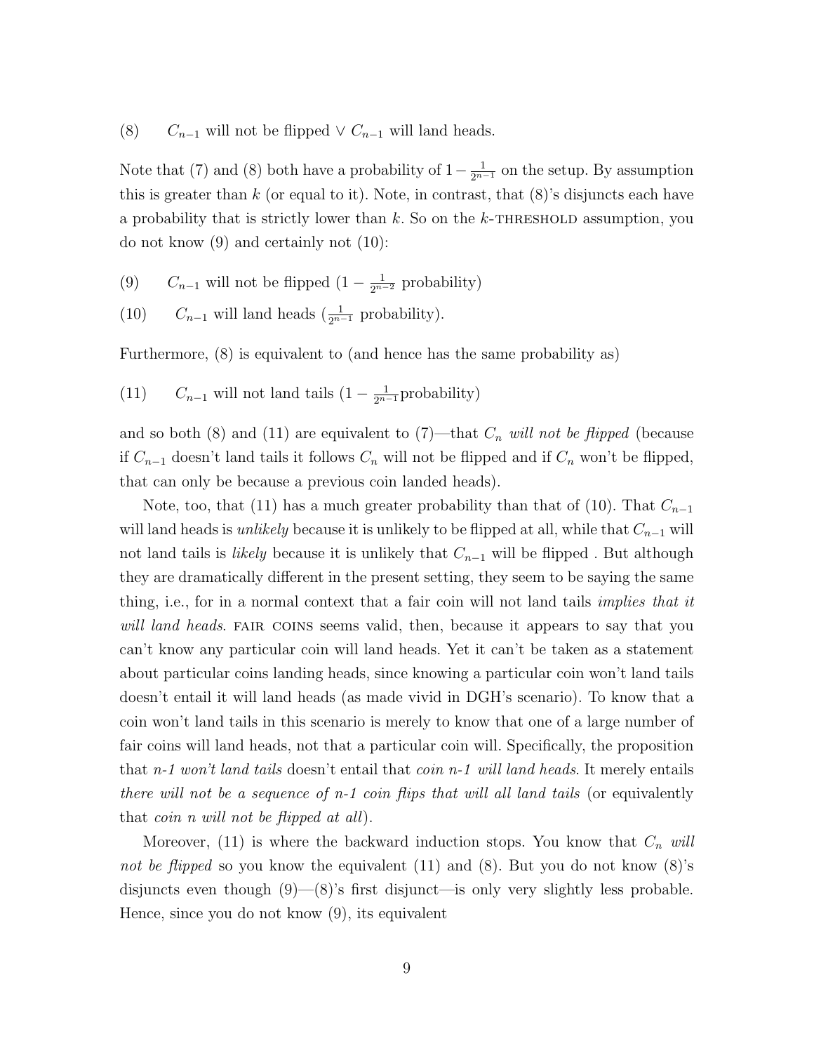(8) $C_{n-1}$ will not be flipped $\vee$ $C_{n-1}$ will land heads.

Note that (7) and (8) both have a probability of $1-\frac{1}{2^{n-1}}$ on the setup. By assumption this is greater than $k$ (or equal to it). Note, in contrast, that (8)'s disjuncts each have a probability that is strictly lower than $k$. So on the $k$-THRESHOLD assumption, you do not know (9) and certainly not (10):

(9) $C_{n-1}$ will not be flipped ($1-\frac{1}{2^{n-2}}$ probability)

(10) $C_{n-1}$ will land heads ($\frac{1}{2^{n-1}}$ probability).

Furthermore, (8) is equivalent to (and hence has the same probability as)

(11) $C_{n-1}$ will not land tails ($1-\frac{1}{2^{n-1}}$probability)

and so both (8) and (11) are equivalent to (7)—that $C_n$ *will not be flipped* (because if $C_{n-1}$ doesn't land tails it follows $C_n$ will not be flipped and if $C_n$ won't be flipped, that can only be because a previous coin landed heads).

Note, too, that (11) has a much greater probability than that of (10). That $C_{n-1}$ will land heads is *unlikely* because it is unlikely to be flipped at all, while that $C_{n-1}$ will not land tails is *likely* because it is unlikely that $C_{n-1}$ will be flipped . But although they are dramatically different in the present setting, they seem to be saying the same thing, i.e., for in a normal context that a fair coin will not land tails *implies that it will land heads*. FAIR COINS seems valid, then, because it appears to say that you can't know any particular coin will land heads. Yet it can't be taken as a statement about particular coins landing heads, since knowing a particular coin won't land tails doesn't entail it will land heads (as made vivid in DGH's scenario). To know that a coin won't land tails in this scenario is merely to know that one of a large number of fair coins will land heads, not that a particular coin will. Specifically, the proposition that *n-1 won't land tails* doesn't entail that *coin n-1 will land heads*. It merely entails *there will not be a sequence of n-1 coin flips that will all land tails* (or equivalently that *coin n will not be flipped at all*).

Moreover, (11) is where the backward induction stops. You know that $C_n$ *will not be flipped* so you know the equivalent (11) and (8). But you do not know (8)'s disjuncts even though (9)—(8)'s first disjunct—is only very slightly less probable. Hence, since you do not know (9), its equivalent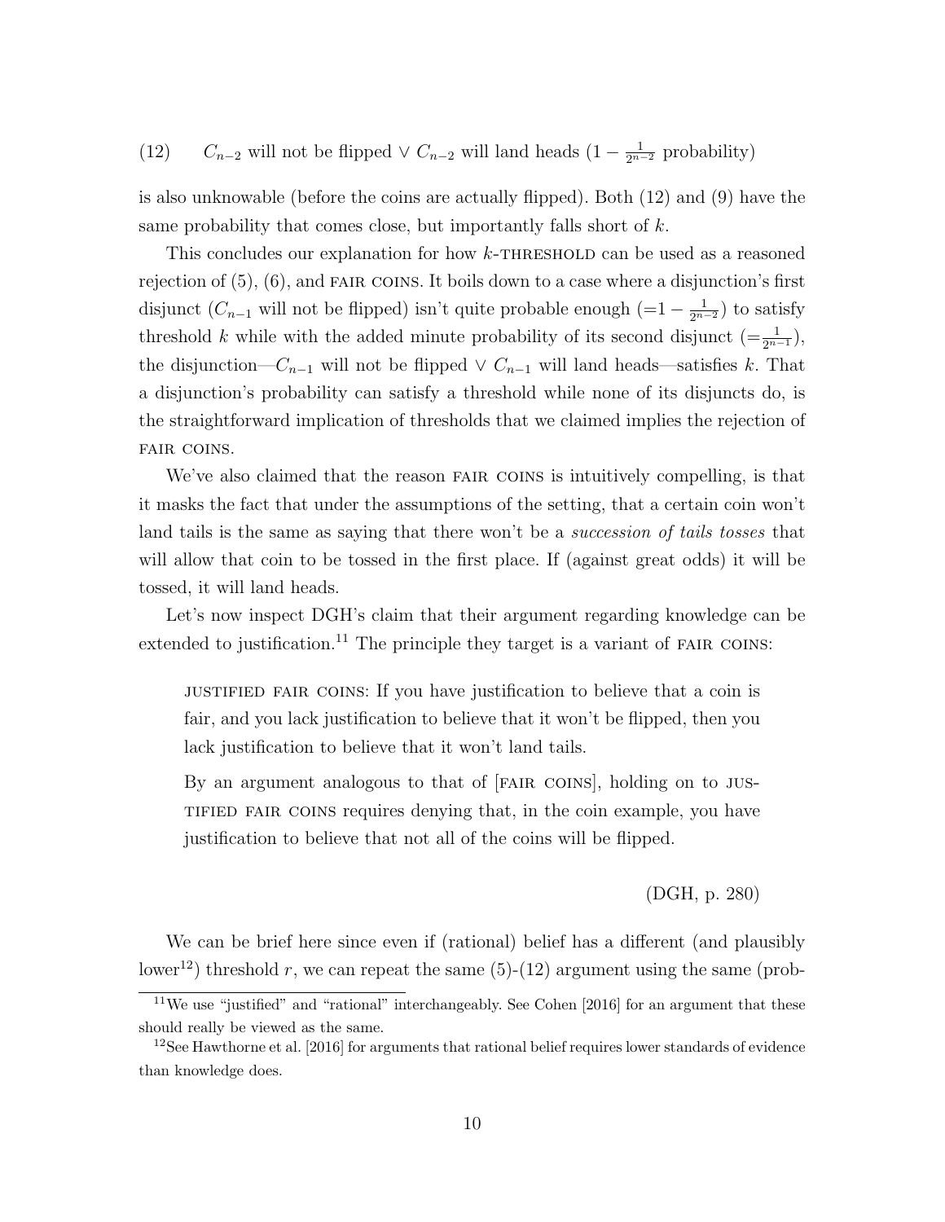(12) $C_{n-2}$ will not be flipped $\vee$ $C_{n-2}$ will land heads ($1 - \frac{1}{2^{n-2}}$ probability)

is also unknowable (before the coins are actually flipped). Both (12) and (9) have the same probability that comes close, but importantly falls short of $k$.

This concludes our explanation for how $k$-THRESHOLD can be used as a reasoned rejection of (5), (6), and FAIR COINS. It boils down to a case where a disjunction's first disjunct ($C_{n-1}$ will not be flipped) isn't quite probable enough ($=1 - \frac{1}{2^{n-2}}$) to satisfy threshold $k$ while with the added minute probability of its second disjunct ($=\frac{1}{2^{n-1}}$), the disjunction—$C_{n-1}$ will not be flipped $\vee$ $C_{n-1}$ will land heads—satisfies $k$. That a disjunction's probability can satisfy a threshold while none of its disjuncts do, is the straightforward implication of thresholds that we claimed implies the rejection of FAIR COINS.

We've also claimed that the reason FAIR COINS is intuitively compelling, is that it masks the fact that under the assumptions of the setting, that a certain coin won't land tails is the same as saying that there won't be a *succession of tails tosses* that will allow that coin to be tossed in the first place. If (against great odds) it will be tossed, it will land heads.

Let's now inspect DGH's claim that their argument regarding knowledge can be extended to justification.[11] The principle they target is a variant of FAIR COINS:

> JUSTIFIED FAIR COINS: If you have justification to believe that a coin is fair, and you lack justification to believe that it won't be flipped, then you lack justification to believe that it won't land tails.
>
> By an argument analogous to that of [FAIR COINS], holding on to JUSTIFIED FAIR COINS requires denying that, in the coin example, you have justification to believe that not all of the coins will be flipped.
>
> (DGH, p. 280)

We can be brief here since even if (rational) belief has a different (and plausibly lower[12]) threshold $r$, we can repeat the same (5)-(12) argument using the same (prob-

[11] We use "justified" and "rational" interchangeably. See Cohen [2016] for an argument that these should really be viewed as the same.

[12] See Hawthorne et al. [2016] for arguments that rational belief requires lower standards of evidence than knowledge does.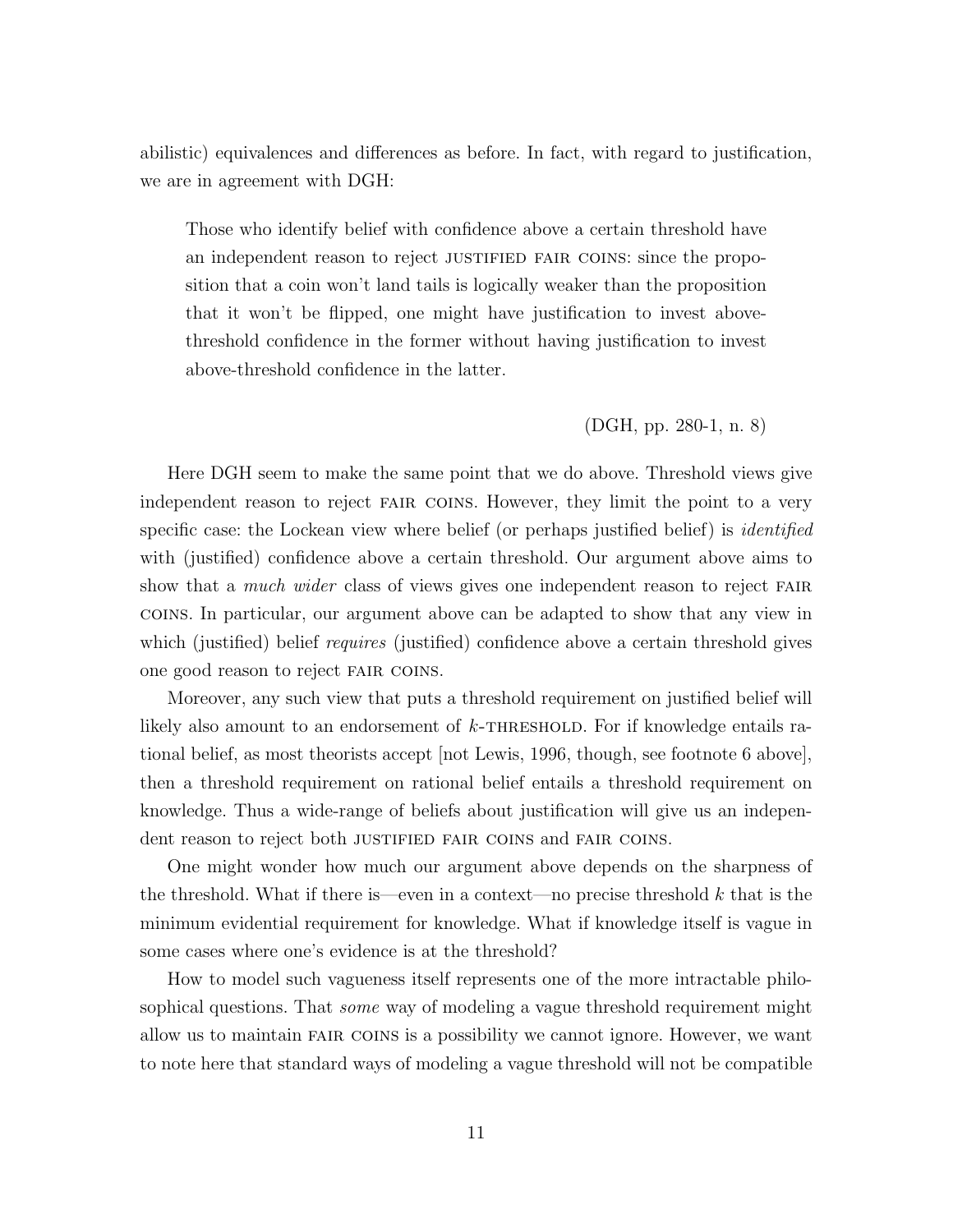abilistic) equivalences and differences as before. In fact, with regard to justification, we are in agreement with DGH:

> Those who identify belief with confidence above a certain threshold have an independent reason to reject JUSTIFIED FAIR COINS: since the proposition that a coin won't land tails is logically weaker than the proposition that it won't be flipped, one might have justification to invest above-threshold confidence in the former without having justification to invest above-threshold confidence in the latter.
>
> (DGH, pp. 280-1, n. 8)

Here DGH seem to make the same point that we do above. Threshold views give independent reason to reject FAIR COINS. However, they limit the point to a very specific case: the Lockean view where belief (or perhaps justified belief) is *identified* with (justified) confidence above a certain threshold. Our argument above aims to show that a *much wider* class of views gives one independent reason to reject FAIR COINS. In particular, our argument above can be adapted to show that any view in which (justified) belief *requires* (justified) confidence above a certain threshold gives one good reason to reject FAIR COINS.

Moreover, any such view that puts a threshold requirement on justified belief will likely also amount to an endorsement of $k$-THRESHOLD. For if knowledge entails rational belief, as most theorists accept [not Lewis, 1996, though, see footnote 6 above], then a threshold requirement on rational belief entails a threshold requirement on knowledge. Thus a wide-range of beliefs about justification will give us an independent reason to reject both JUSTIFIED FAIR COINS and FAIR COINS.

One might wonder how much our argument above depends on the sharpness of the threshold. What if there is—even in a context—no precise threshold $k$ that is the minimum evidential requirement for knowledge. What if knowledge itself is vague in some cases where one's evidence is at the threshold?

How to model such vagueness itself represents one of the more intractable philosophical questions. That *some* way of modeling a vague threshold requirement might allow us to maintain FAIR COINS is a possibility we cannot ignore. However, we want to note here that standard ways of modeling a vague threshold will not be compatible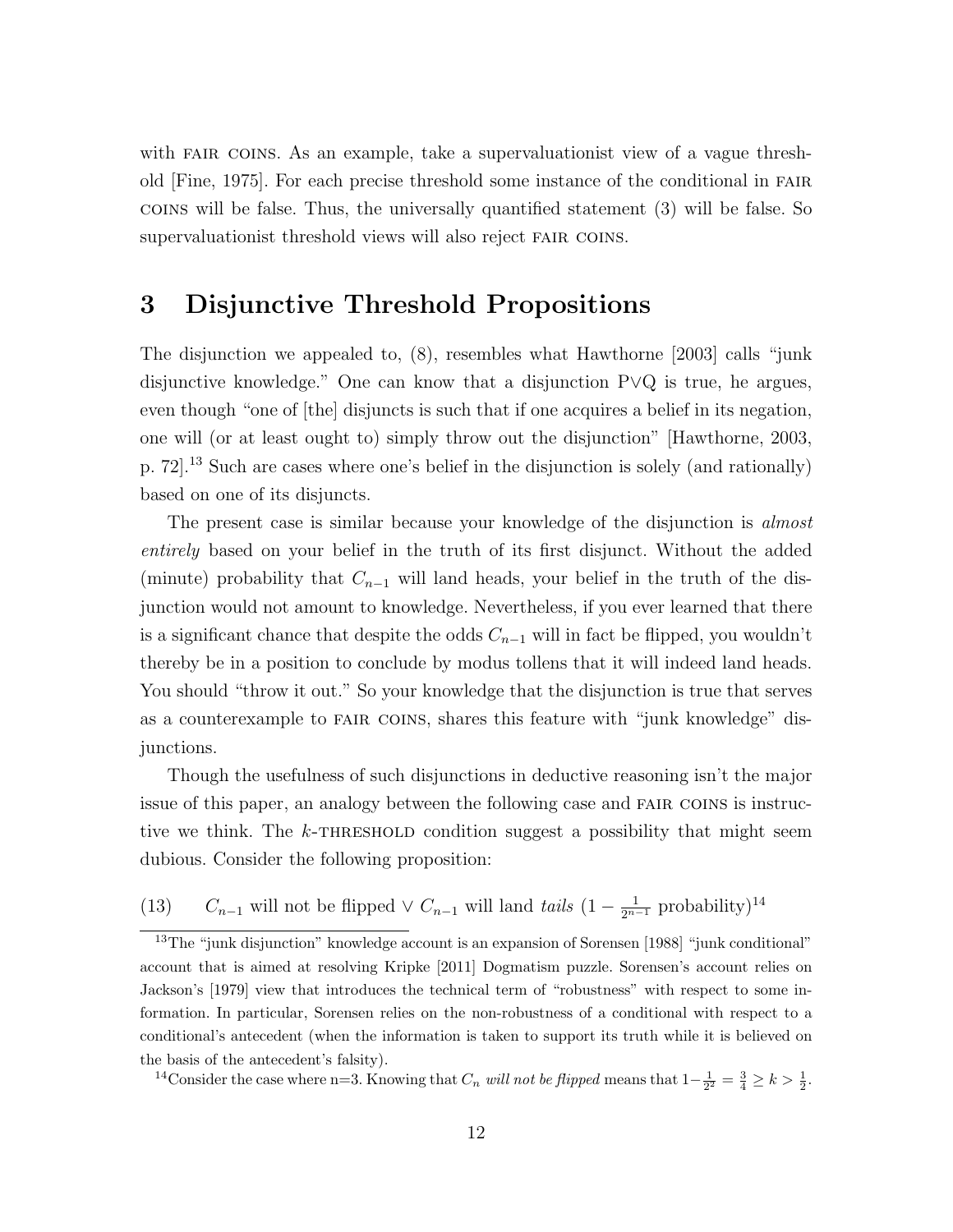with FAIR COINS. As an example, take a supervaluationist view of a vague threshold [Fine, 1975]. For each precise threshold some instance of the conditional in FAIR COINS will be false. Thus, the universally quantified statement (3) will be false. So supervaluationist threshold views will also reject FAIR COINS.

# 3 Disjunctive Threshold Propositions

The disjunction we appealed to, (8), resembles what Hawthorne [2003] calls "junk disjunctive knowledge." One can know that a disjunction P∨Q is true, he argues, even though "one of [the] disjuncts is such that if one acquires a belief in its negation, one will (or at least ought to) simply throw out the disjunction" [Hawthorne, 2003, p. 72].[13] Such are cases where one's belief in the disjunction is solely (and rationally) based on one of its disjuncts.

The present case is similar because your knowledge of the disjunction is *almost entirely* based on your belief in the truth of its first disjunct. Without the added (minute) probability that $C_{n-1}$ will land heads, your belief in the truth of the disjunction would not amount to knowledge. Nevertheless, if you ever learned that there is a significant chance that despite the odds $C_{n-1}$ will in fact be flipped, you wouldn't thereby be in a position to conclude by modus tollens that it will indeed land heads. You should "throw it out." So your knowledge that the disjunction is true that serves as a counterexample to FAIR COINS, shares this feature with "junk knowledge" disjunctions.

Though the usefulness of such disjunctions in deductive reasoning isn't the major issue of this paper, an analogy between the following case and FAIR COINS is instructive we think. The $k$-THRESHOLD condition suggest a possibility that might seem dubious. Consider the following proposition:

(13) $C_{n-1}$ will not be flipped ∨ $C_{n-1}$ will land *tails* ($1 - \frac{1}{2^{n-1}}$ probability)[14]

[13] The "junk disjunction" knowledge account is an expansion of Sorensen [1988] "junk conditional" account that is aimed at resolving Kripke [2011] Dogmatism puzzle. Sorensen's account relies on Jackson's [1979] view that introduces the technical term of "robustness" with respect to some information. In particular, Sorensen relies on the non-robustness of a conditional with respect to a conditional's antecedent (when the information is taken to support its truth while it is believed on the basis of the antecedent's falsity).

[14] Consider the case where n=3. Knowing that $C_n$ *will not be flipped* means that $1 - \frac{1}{2^2} = \frac{3}{4} \geq k > \frac{1}{2}$.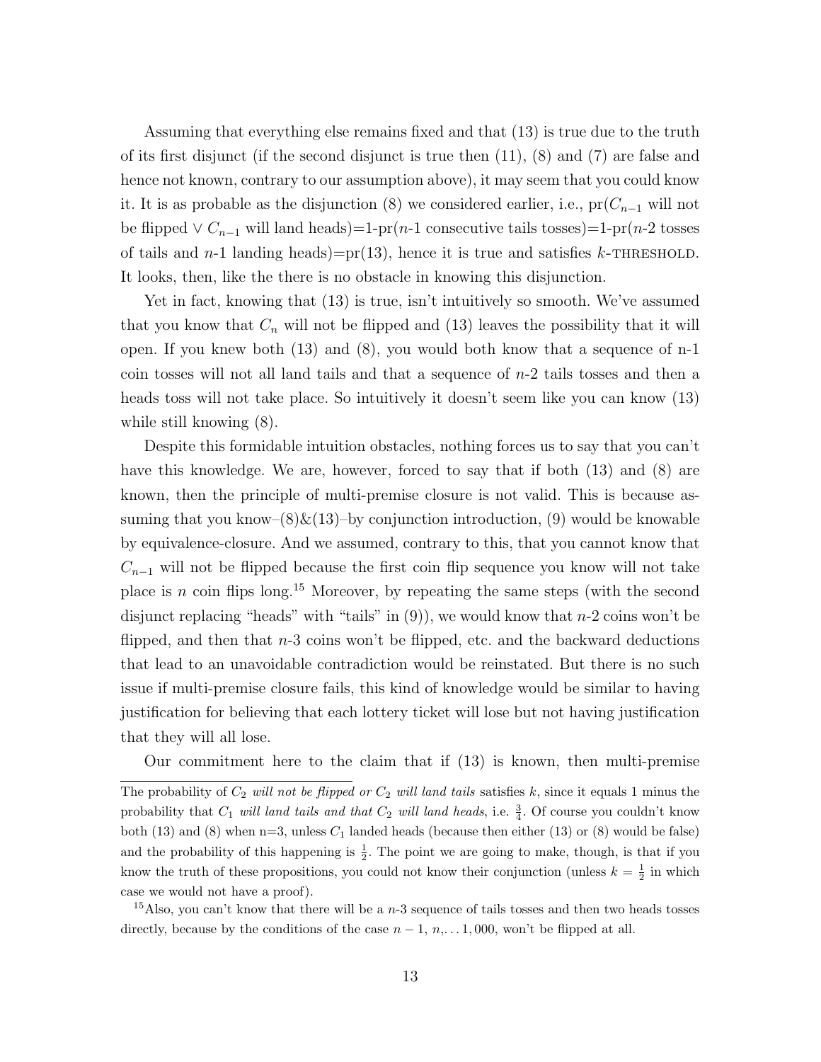Assuming that everything else remains fixed and that (13) is true due to the truth of its first disjunct (if the second disjunct is true then (11), (8) and (7) are false and hence not known, contrary to our assumption above), it may seem that you could know it. It is as probable as the disjunction (8) we considered earlier, i.e., pr($C_{n-1}$ will not be flipped $\vee$ $C_{n-1}$ will land heads)=1-pr($n$-1 consecutive tails tosses)=1-pr($n$-2 tosses of tails and $n$-1 landing heads)=pr(13), hence it is true and satisfies $k$-THRESHOLD. It looks, then, like the there is no obstacle in knowing this disjunction.

Yet in fact, knowing that (13) is true, isn't intuitively so smooth. We've assumed that you know that $C_n$ will not be flipped and (13) leaves the possibility that it will open. If you knew both (13) and (8), you would both know that a sequence of n-1 coin tosses will not all land tails and that a sequence of $n$-2 tails tosses and then a heads toss will not take place. So intuitively it doesn't seem like you can know (13) while still knowing (8).

Despite this formidable intuition obstacles, nothing forces us to say that you can't have this knowledge. We are, however, forced to say that if both (13) and (8) are known, then the principle of multi-premise closure is not valid. This is because assuming that you know–(8)&(13)–by conjunction introduction, (9) would be knowable by equivalence-closure. And we assumed, contrary to this, that you cannot know that $C_{n-1}$ will not be flipped because the first coin flip sequence you know will not take place is $n$ coin flips long.[15] Moreover, by repeating the same steps (with the second disjunct replacing "heads" with "tails" in (9)), we would know that $n$-2 coins won't be flipped, and then that $n$-3 coins won't be flipped, etc. and the backward deductions that lead to an unavoidable contradiction would be reinstated. But there is no such issue if multi-premise closure fails, this kind of knowledge would be similar to having justification for believing that each lottery ticket will lose but not having justification that they will all lose.

Our commitment here to the claim that if (13) is known, then multi-premise

---

The probability of $C_2$ *will not be flipped or* $C_2$ *will land tails* satisfies $k$, since it equals 1 minus the probability that $C_1$ *will land tails and that* $C_2$ *will land heads*, i.e. $\frac{3}{4}$. Of course you couldn't know both (13) and (8) when n=3, unless $C_1$ landed heads (because then either (13) or (8) would be false) and the probability of this happening is $\frac{1}{2}$. The point we are going to make, though, is that if you know the truth of these propositions, you could not know their conjunction (unless $k = \frac{1}{2}$ in which case we would not have a proof).

[15] Also, you can't know that there will be a $n$-3 sequence of tails tosses and then two heads tosses directly, because by the conditions of the case $n-1$, $n$,... $1,000$, won't be flipped at all.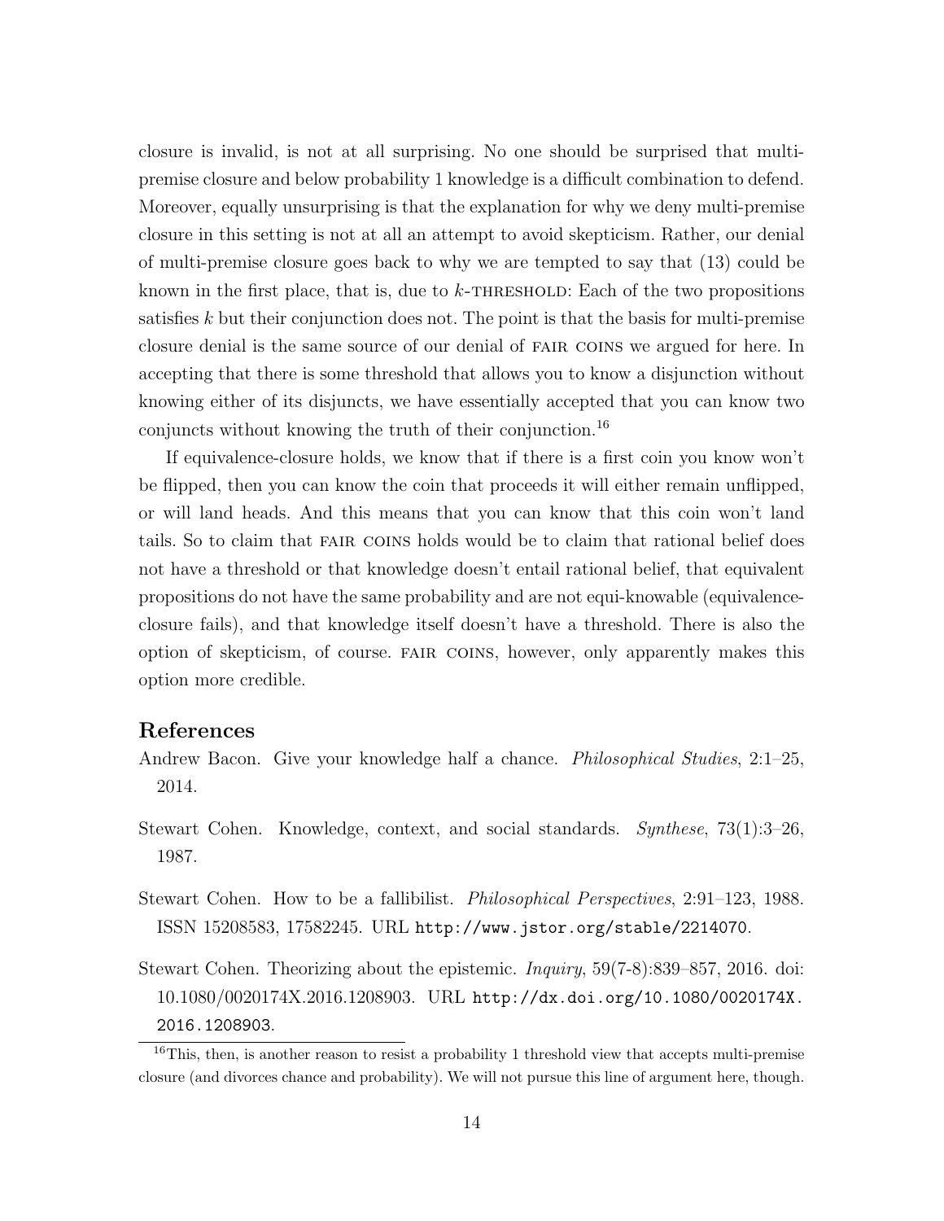closure is invalid, is not at all surprising. No one should be surprised that multi-premise closure and below probability 1 knowledge is a difficult combination to defend. Moreover, equally unsurprising is that the explanation for why we deny multi-premise closure in this setting is not at all an attempt to avoid skepticism. Rather, our denial of multi-premise closure goes back to why we are tempted to say that (13) could be known in the first place, that is, due to $k$-THRESHOLD: Each of the two propositions satisfies $k$ but their conjunction does not. The point is that the basis for multi-premise closure denial is the same source of our denial of FAIR COINS we argued for here. In accepting that there is some threshold that allows you to know a disjunction without knowing either of its disjuncts, we have essentially accepted that you can know two conjuncts without knowing the truth of their conjunction.[16]

If equivalence-closure holds, we know that if there is a first coin you know won't be flipped, then you can know the coin that proceeds it will either remain unflipped, or will land heads. And this means that you can know that this coin won't land tails. So to claim that FAIR COINS holds would be to claim that rational belief does not have a threshold or that knowledge doesn't entail rational belief, that equivalent propositions do not have the same probability and are not equi-knowable (equivalence-closure fails), and that knowledge itself doesn't have a threshold. There is also the option of skepticism, of course. FAIR COINS, however, only apparently makes this option more credible.

## References

Andrew Bacon. Give your knowledge half a chance. *Philosophical Studies*, 2:1–25, 2014.

Stewart Cohen. Knowledge, context, and social standards. *Synthese*, 73(1):3–26, 1987.

Stewart Cohen. How to be a fallibilist. *Philosophical Perspectives*, 2:91–123, 1988. ISSN 15208583, 17582245. URL http://www.jstor.org/stable/2214070.

Stewart Cohen. Theorizing about the epistemic. *Inquiry*, 59(7-8):839–857, 2016. doi: 10.1080/0020174X.2016.1208903. URL http://dx.doi.org/10.1080/0020174X.2016.1208903.

[16] This, then, is another reason to resist a probability 1 threshold view that accepts multi-premise closure (and divorces chance and probability). We will not pursue this line of argument here, though.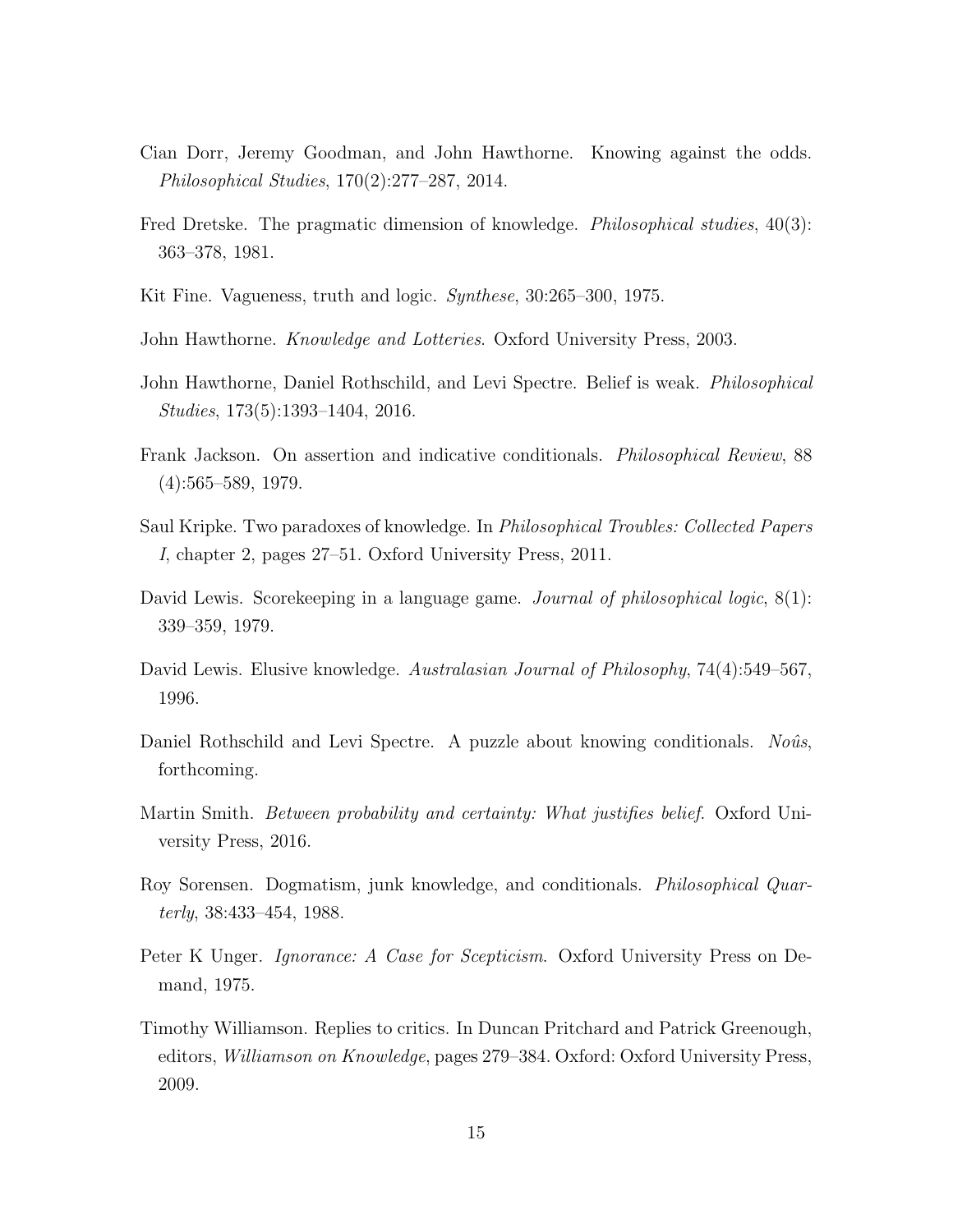Cian Dorr, Jeremy Goodman, and John Hawthorne. Knowing against the odds. *Philosophical Studies*, 170(2):277–287, 2014.

Fred Dretske. The pragmatic dimension of knowledge. *Philosophical studies*, 40(3): 363–378, 1981.

Kit Fine. Vagueness, truth and logic. *Synthese*, 30:265–300, 1975.

John Hawthorne. *Knowledge and Lotteries*. Oxford University Press, 2003.

John Hawthorne, Daniel Rothschild, and Levi Spectre. Belief is weak. *Philosophical Studies*, 173(5):1393–1404, 2016.

Frank Jackson. On assertion and indicative conditionals. *Philosophical Review*, 88 (4):565–589, 1979.

Saul Kripke. Two paradoxes of knowledge. In *Philosophical Troubles: Collected Papers I*, chapter 2, pages 27–51. Oxford University Press, 2011.

David Lewis. Scorekeeping in a language game. *Journal of philosophical logic*, 8(1): 339–359, 1979.

David Lewis. Elusive knowledge. *Australasian Journal of Philosophy*, 74(4):549–567, 1996.

Daniel Rothschild and Levi Spectre. A puzzle about knowing conditionals. *Noûs*, forthcoming.

Martin Smith. *Between probability and certainty: What justifies belief*. Oxford University Press, 2016.

Roy Sorensen. Dogmatism, junk knowledge, and conditionals. *Philosophical Quarterly*, 38:433–454, 1988.

Peter K Unger. *Ignorance: A Case for Scepticism*. Oxford University Press on Demand, 1975.

Timothy Williamson. Replies to critics. In Duncan Pritchard and Patrick Greenough, editors, *Williamson on Knowledge*, pages 279–384. Oxford: Oxford University Press, 2009.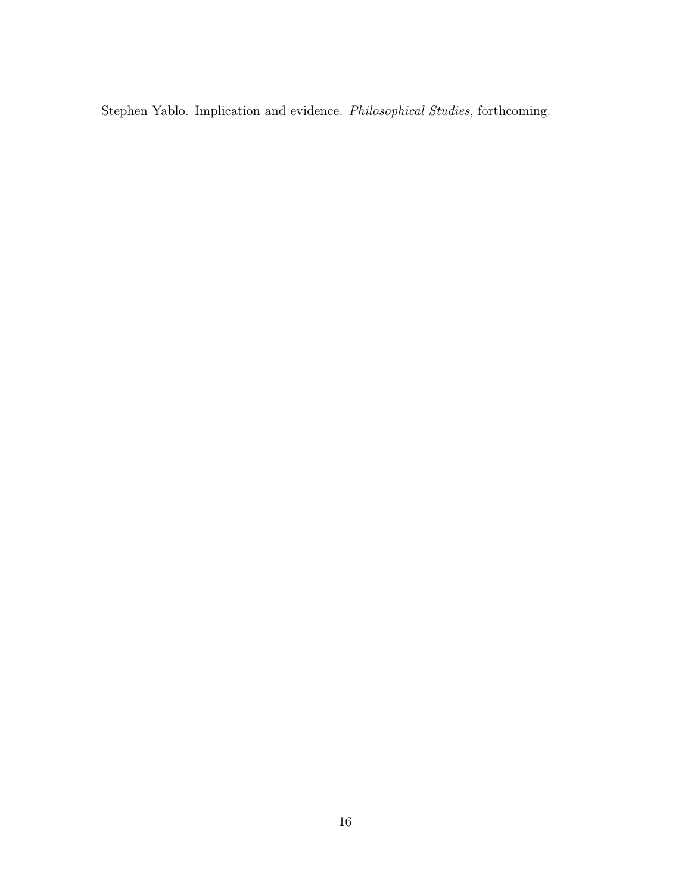Stephen Yablo. Implication and evidence. *Philosophical Studies*, forthcoming.